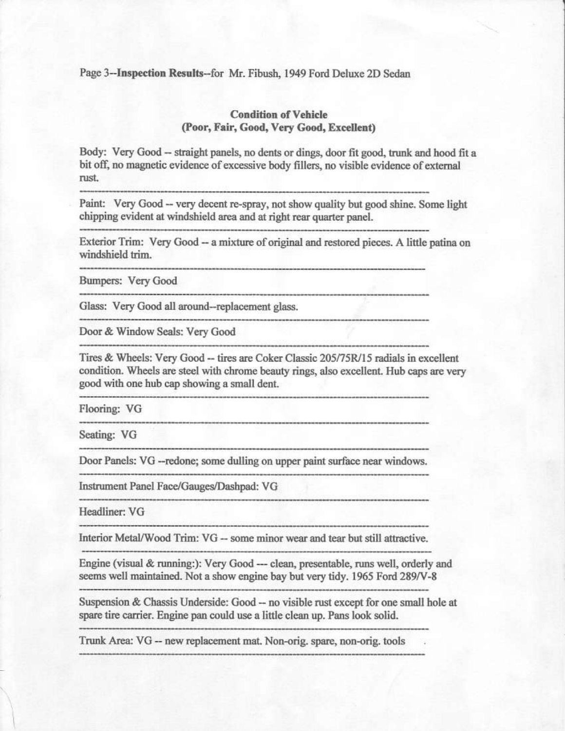Page 3--**Inspection Results**--for Mr. Fibush, 1949 Ford Deluxe 2D Sedan

**Condition of Vehicle**
**(Poor, Fair, Good, Very Good, Excellent)**

Body: Very Good -- straight panels, no dents or dings, door fit good, trunk and hood fit a bit off, no magnetic evidence of excessive body fillers, no visible evidence of external rust.

---

Paint: Very Good -- very decent re-spray, not show quality but good shine. Some light chipping evident at windshield area and at right rear quarter panel.

---

Exterior Trim: Very Good -- a mixture of original and restored pieces. A little patina on windshield trim.

---

Bumpers: Very Good

---

Glass: Very Good all around--replacement glass.

---

Door & Window Seals: Very Good

---

Tires & Wheels: Very Good -- tires are Coker Classic 205/75R/15 radials in excellent condition. Wheels are steel with chrome beauty rings, also excellent. Hub caps are very good with one hub cap showing a small dent.

---

Flooring: VG

---

Seating: VG

---

Door Panels: VG --redone; some dulling on upper paint surface near windows.

---

Instrument Panel Face/Gauges/Dashpad: VG

---

Headliner: VG

---

Interior Metal/Wood Trim: VG -- some minor wear and tear but still attractive.

---

Engine (visual & running:): Very Good --- clean, presentable, runs well, orderly and seems well maintained. Not a show engine bay but very tidy. 1965 Ford 289/V-8

---

Suspension & Chassis Underside: Good -- no visible rust except for one small hole at spare tire carrier. Engine pan could use a little clean up. Pans look solid.

---

Trunk Area: VG -- new replacement mat. Non-orig. spare, non-orig. tools

---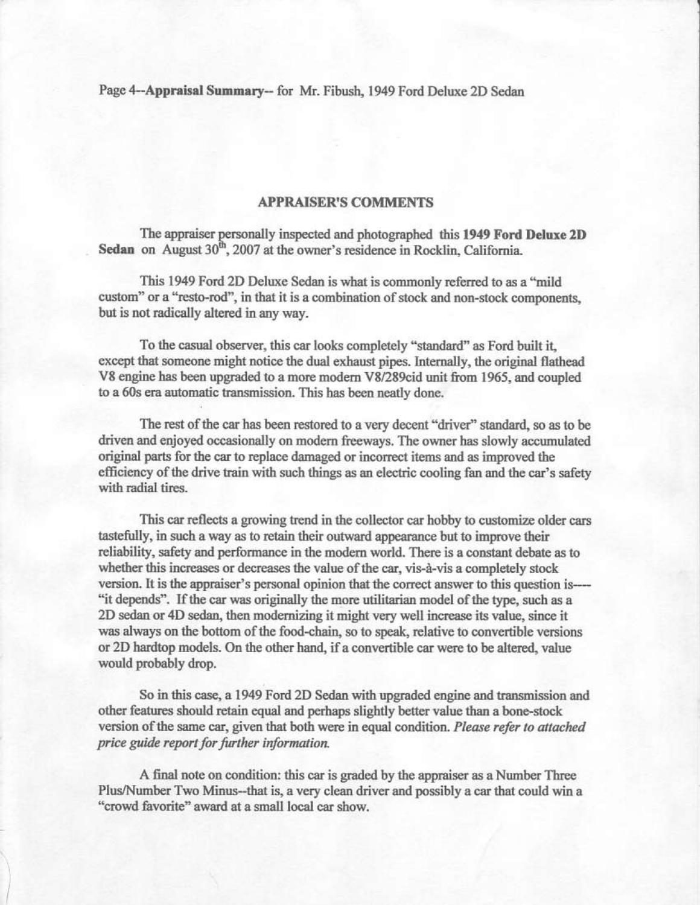Page 4--**Appraisal Summary**-- for Mr. Fibush, 1949 Ford Deluxe 2D Sedan

## APPRAISER'S COMMENTS

The appraiser personally inspected and photographed this **1949 Ford Deluxe 2D Sedan** on August 30th, 2007 at the owner's residence in Rocklin, California.

This 1949 Ford 2D Deluxe Sedan is what is commonly referred to as a "mild custom" or a "resto-rod", in that it is a combination of stock and non-stock components, but is not radically altered in any way.

To the casual observer, this car looks completely "standard" as Ford built it, except that someone might notice the dual exhaust pipes. Internally, the original flathead V8 engine has been upgraded to a more modern V8/289cid unit from 1965, and coupled to a 60s era automatic transmission. This has been neatly done.

The rest of the car has been restored to a very decent "driver" standard, so as to be driven and enjoyed occasionally on modern freeways. The owner has slowly accumulated original parts for the car to replace damaged or incorrect items and as improved the efficiency of the drive train with such things as an electric cooling fan and the car's safety with radial tires.

This car reflects a growing trend in the collector car hobby to customize older cars tastefully, in such a way as to retain their outward appearance but to improve their reliability, safety and performance in the modern world. There is a constant debate as to whether this increases or decreases the value of the car, vis-à-vis a completely stock version. It is the appraiser's personal opinion that the correct answer to this question is---- "it depends". If the car was originally the more utilitarian model of the type, such as a 2D sedan or 4D sedan, then modernizing it might very well increase its value, since it was always on the bottom of the food-chain, so to speak, relative to convertible versions or 2D hardtop models. On the other hand, if a convertible car were to be altered, value would probably drop.

So in this case, a 1949 Ford 2D Sedan with upgraded engine and transmission and other features should retain equal and perhaps slightly better value than a bone-stock version of the same car, given that both were in equal condition. *Please refer to attached price guide report for further information.*

A final note on condition: this car is graded by the appraiser as a Number Three Plus/Number Two Minus--that is, a very clean driver and possibly a car that could win a "crowd favorite" award at a small local car show.